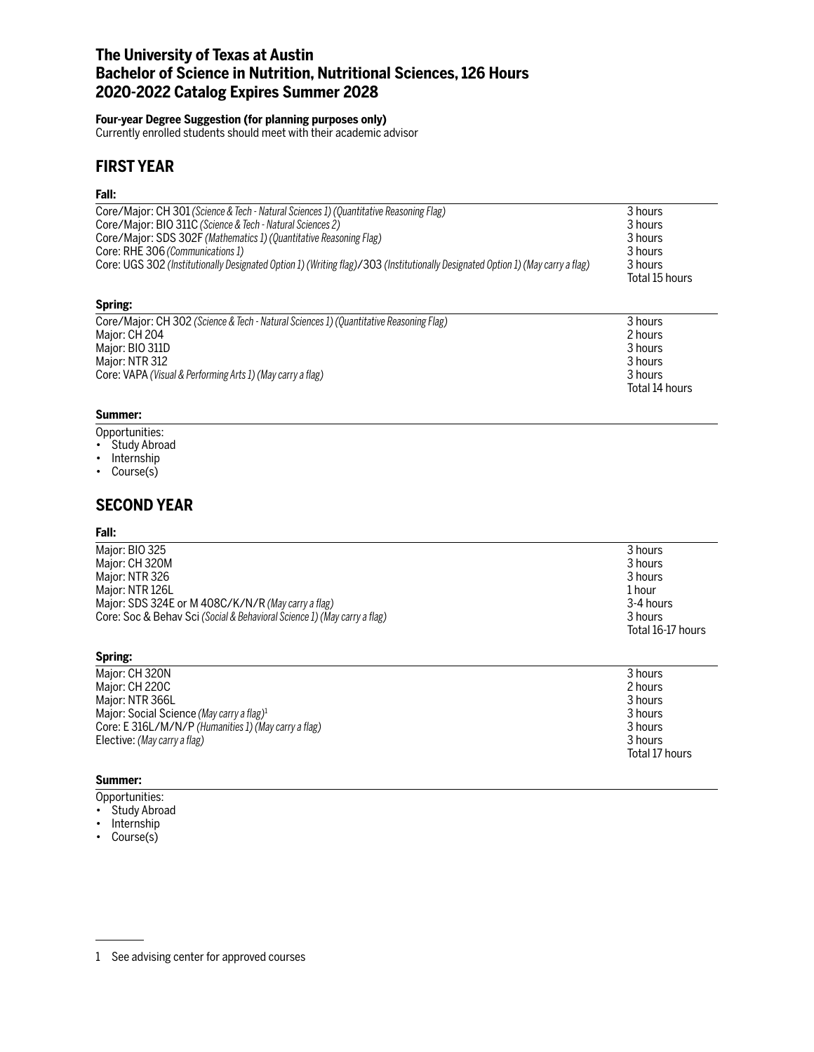# The University of Texas at Austin
# Bachelor of Science in Nutrition, Nutritional Sciences, 126 Hours
# 2020-2022 Catalog Expires Summer 2028

**Four-year Degree Suggestion (for planning purposes only)**
Currently enrolled students should meet with their academic advisor

## FIRST YEAR

### Fall:

| Course | Hours |
|---|---|
| Core/Major: CH 301 *(Science & Tech - Natural Sciences 1) (Quantitative Reasoning Flag)* | 3 hours |
| Core/Major: BIO 311C *(Science & Tech - Natural Sciences 2)* | 3 hours |
| Core/Major: SDS 302F *(Mathematics 1) (Quantitative Reasoning Flag)* | 3 hours |
| Core: RHE 306 *(Communications 1)* | 3 hours |
| Core: UGS 302 *(Institutionally Designated Option 1) (Writing flag)*/303 *(Institutionally Designated Option 1) (May carry a flag)* | 3 hours |
| | Total 15 hours |

### Spring:

| Course | Hours |
|---|---|
| Core/Major: CH 302 *(Science & Tech - Natural Sciences 1) (Quantitative Reasoning Flag)* | 3 hours |
| Major: CH 204 | 2 hours |
| Major: BIO 311D | 3 hours |
| Major: NTR 312 | 3 hours |
| Core: VAPA *(Visual & Performing Arts 1) (May carry a flag)* | 3 hours |
| | Total 14 hours |

### Summer:

Opportunities:

- Study Abroad
- Internship
- Course(s)

## SECOND YEAR

### Fall:

| Course | Hours |
|---|---|
| Major: BIO 325 | 3 hours |
| Major: CH 320M | 3 hours |
| Major: NTR 326 | 3 hours |
| Major: NTR 126L | 1 hour |
| Major: SDS 324E or M 408C/K/N/R *(May carry a flag)* | 3-4 hours |
| Core: Soc & Behav Sci *(Social & Behavioral Science 1) (May carry a flag)* | 3 hours |
| | Total 16-17 hours |

### Spring:

| Course | Hours |
|---|---|
| Major: CH 320N | 3 hours |
| Major: CH 220C | 2 hours |
| Major: NTR 366L | 3 hours |
| Major: Social Science *(May carry a flag)*[1] | 3 hours |
| Core: E 316L/M/N/P *(Humanities 1) (May carry a flag)* | 3 hours |
| Elective: *(May carry a flag)* | 3 hours |
| | Total 17 hours |

### Summer:

Opportunities:

- Study Abroad
- Internship
- Course(s)

---

1 See advising center for approved courses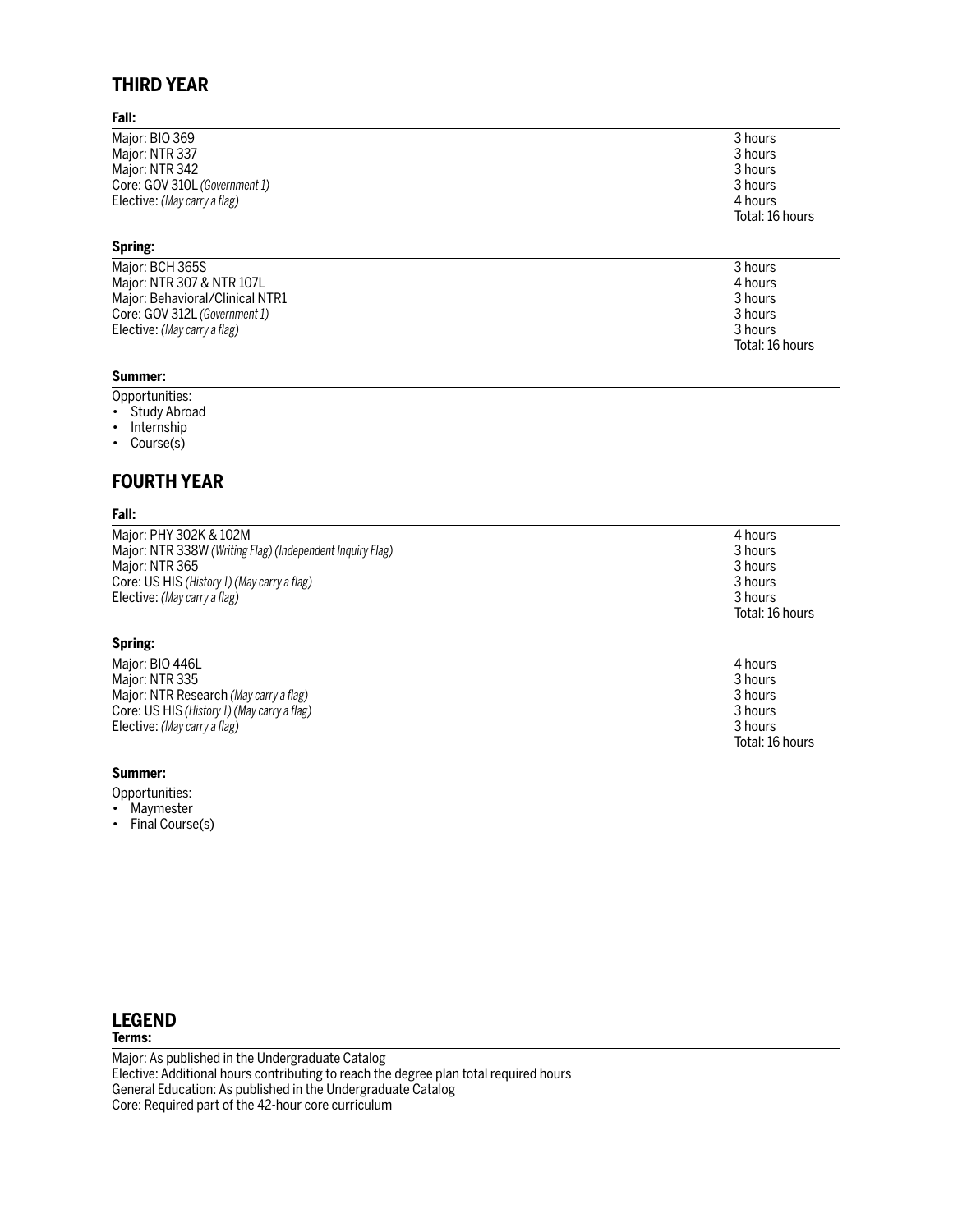## THIRD YEAR

### Fall:

| | |
|---|---|
| Major: BIO 369 | 3 hours |
| Major: NTR 337 | 3 hours |
| Major: NTR 342 | 3 hours |
| Core: GOV 310L *(Government 1)* | 3 hours |
| Elective: *(May carry a flag)* | 4 hours |
| | Total: 16 hours |

### Spring:

| | |
|---|---|
| Major: BCH 365S | 3 hours |
| Major: NTR 307 & NTR 107L | 4 hours |
| Major: Behavioral/Clinical NTR1 | 3 hours |
| Core: GOV 312L *(Government 1)* | 3 hours |
| Elective: *(May carry a flag)* | 3 hours |
| | Total: 16 hours |

### Summer:

Opportunities:

- Study Abroad
- Internship
- Course(s)

## FOURTH YEAR

### Fall:

| | |
|---|---|
| Major: PHY 302K & 102M | 4 hours |
| Major: NTR 338W *(Writing Flag) (Independent Inquiry Flag)* | 3 hours |
| Major: NTR 365 | 3 hours |
| Core: US HIS *(History 1) (May carry a flag)* | 3 hours |
| Elective: *(May carry a flag)* | 3 hours |
| | Total: 16 hours |

### Spring:

| | |
|---|---|
| Major: BIO 446L | 4 hours |
| Major: NTR 335 | 3 hours |
| Major: NTR Research *(May carry a flag)* | 3 hours |
| Core: US HIS *(History 1) (May carry a flag)* | 3 hours |
| Elective: *(May carry a flag)* | 3 hours |
| | Total: 16 hours |

### Summer:

Opportunities:

- Maymester
- Final Course(s)

## LEGEND

**Terms:**

Major: As published in the Undergraduate Catalog
Elective: Additional hours contributing to reach the degree plan total required hours
General Education: As published in the Undergraduate Catalog
Core: Required part of the 42-hour core curriculum